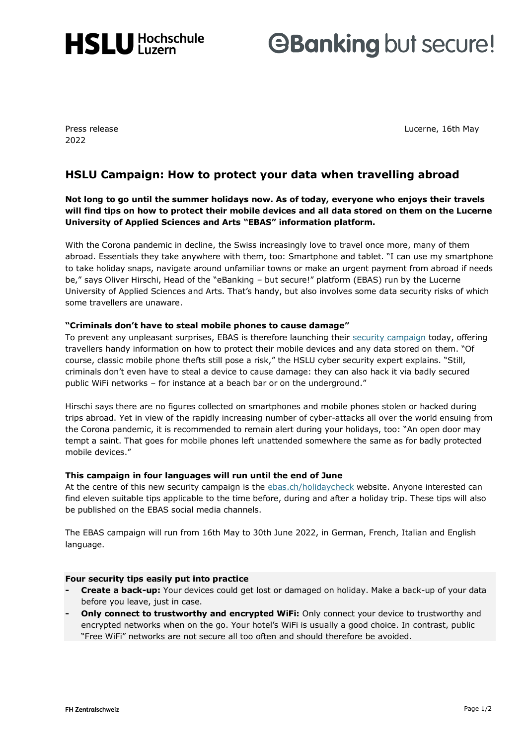HSLU Hochschule Luzern

eBanking but secure!

Press release 2022 Lucerne, 16th May

## HSLU Campaign: How to protect your data when travelling abroad

**Not long to go until the summer holidays now. As of today, everyone who enjoys their travels will find tips on how to protect their mobile devices and all data stored on them on the Lucerne University of Applied Sciences and Arts "EBAS" information platform.**

With the Corona pandemic in decline, the Swiss increasingly love to travel once more, many of them abroad. Essentials they take anywhere with them, too: Smartphone and tablet. "I can use my smartphone to take holiday snaps, navigate around unfamiliar towns or make an urgent payment from abroad if needs be," says Oliver Hirschi, Head of the "eBanking – but secure!" platform (EBAS) run by the Lucerne University of Applied Sciences and Arts. That's handy, but also involves some data security risks of which some travellers are unaware.

### "Criminals don't have to steal mobile phones to cause damage"

To prevent any unpleasant surprises, EBAS is therefore launching their security campaign today, offering travellers handy information on how to protect their mobile devices and any data stored on them. "Of course, classic mobile phone thefts still pose a risk," the HSLU cyber security expert explains. "Still, criminals don't even have to steal a device to cause damage: they can also hack it via badly secured public WiFi networks – for instance at a beach bar or on the underground."

Hirschi says there are no figures collected on smartphones and mobile phones stolen or hacked during trips abroad. Yet in view of the rapidly increasing number of cyber-attacks all over the world ensuing from the Corona pandemic, it is recommended to remain alert during your holidays, too: "An open door may tempt a saint. That goes for mobile phones left unattended somewhere the same as for badly protected mobile devices."

### This campaign in four languages will run until the end of June

At the centre of this new security campaign is the ebas.ch/holidaycheck website. Anyone interested can find eleven suitable tips applicable to the time before, during and after a holiday trip. These tips will also be published on the EBAS social media channels.

The EBAS campaign will run from 16th May to 30th June 2022, in German, French, Italian and English language.

**Four security tips easily put into practice**

- **Create a back-up:** Your devices could get lost or damaged on holiday. Make a back-up of your data before you leave, just in case.
- **Only connect to trustworthy and encrypted WiFi:** Only connect your device to trustworthy and encrypted networks when on the go. Your hotel's WiFi is usually a good choice. In contrast, public "Free WiFi" networks are not secure all too often and should therefore be avoided.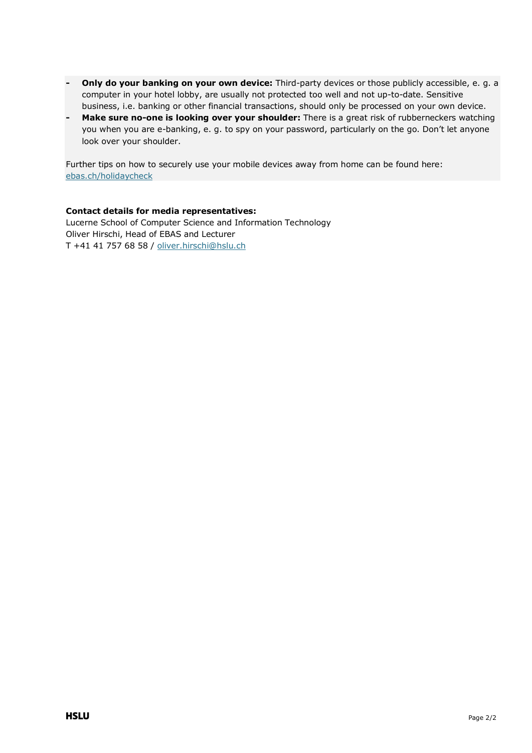- **Only do your banking on your own device:** Third-party devices or those publicly accessible, e. g. a computer in your hotel lobby, are usually not protected too well and not up-to-date. Sensitive business, i.e. banking or other financial transactions, should only be processed on your own device.
- **Make sure no-one is looking over your shoulder:** There is a great risk of rubberneckers watching you when you are e-banking, e. g. to spy on your password, particularly on the go. Don't let anyone look over your shoulder.

Further tips on how to securely use your mobile devices away from home can be found here: ebas.ch/holidaycheck

**Contact details for media representatives:**
Lucerne School of Computer Science and Information Technology
Oliver Hirschi, Head of EBAS and Lecturer
T +41 41 757 68 58 / oliver.hirschi@hslu.ch